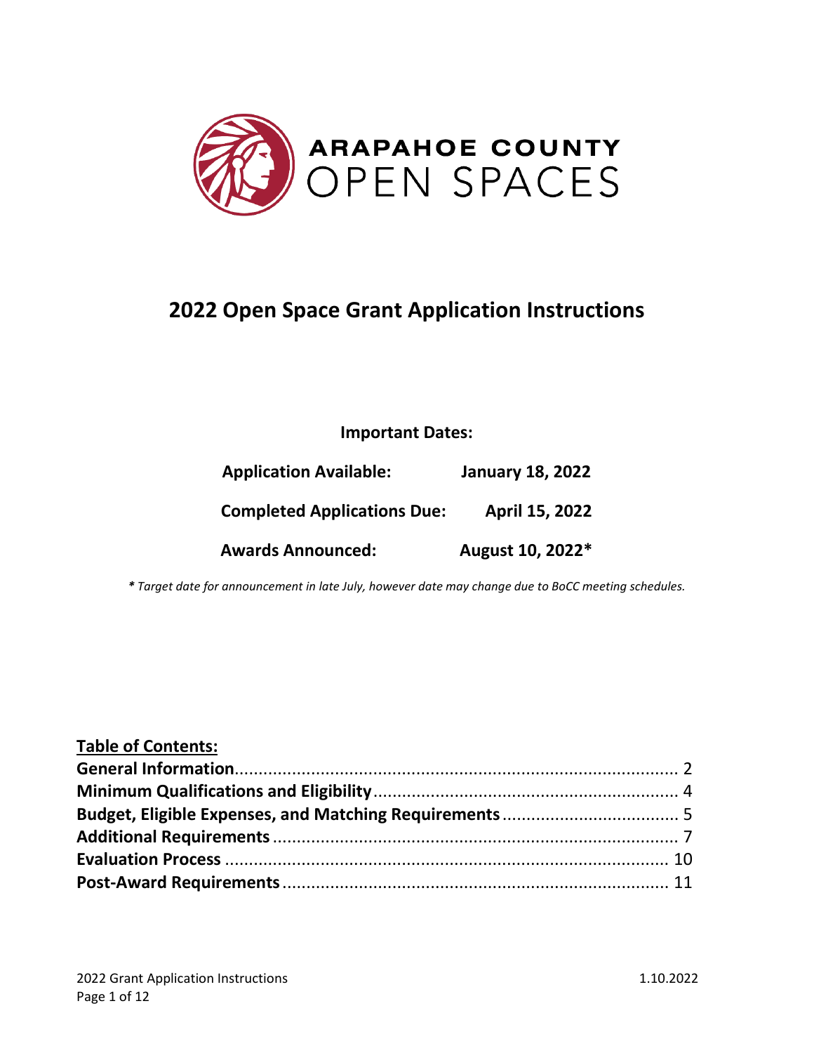ARAPAHOE COUNTY
OPEN SPACES

# 2022 Open Space Grant Application Instructions

**Important Dates:**

| | |
|---|---|
| **Application Available:** | **January 18, 2022** |
| **Completed Applications Due:** | **April 15, 2022** |
| **Awards Announced:** | **August 10, 2022*** |

***** *Target date for announcement in late July, however date may change due to BoCC meeting schedules.*

**Table of Contents:**

**General Information** .............................................. 2
**Minimum Qualifications and Eligibility** .............................................. 4
**Budget, Eligible Expenses, and Matching Requirements** .............................................. 5
**Additional Requirements** .............................................. 7
**Evaluation Process** .............................................. 10
**Post-Award Requirements** .............................................. 11

2022 Grant Application Instructions — 1.10.2022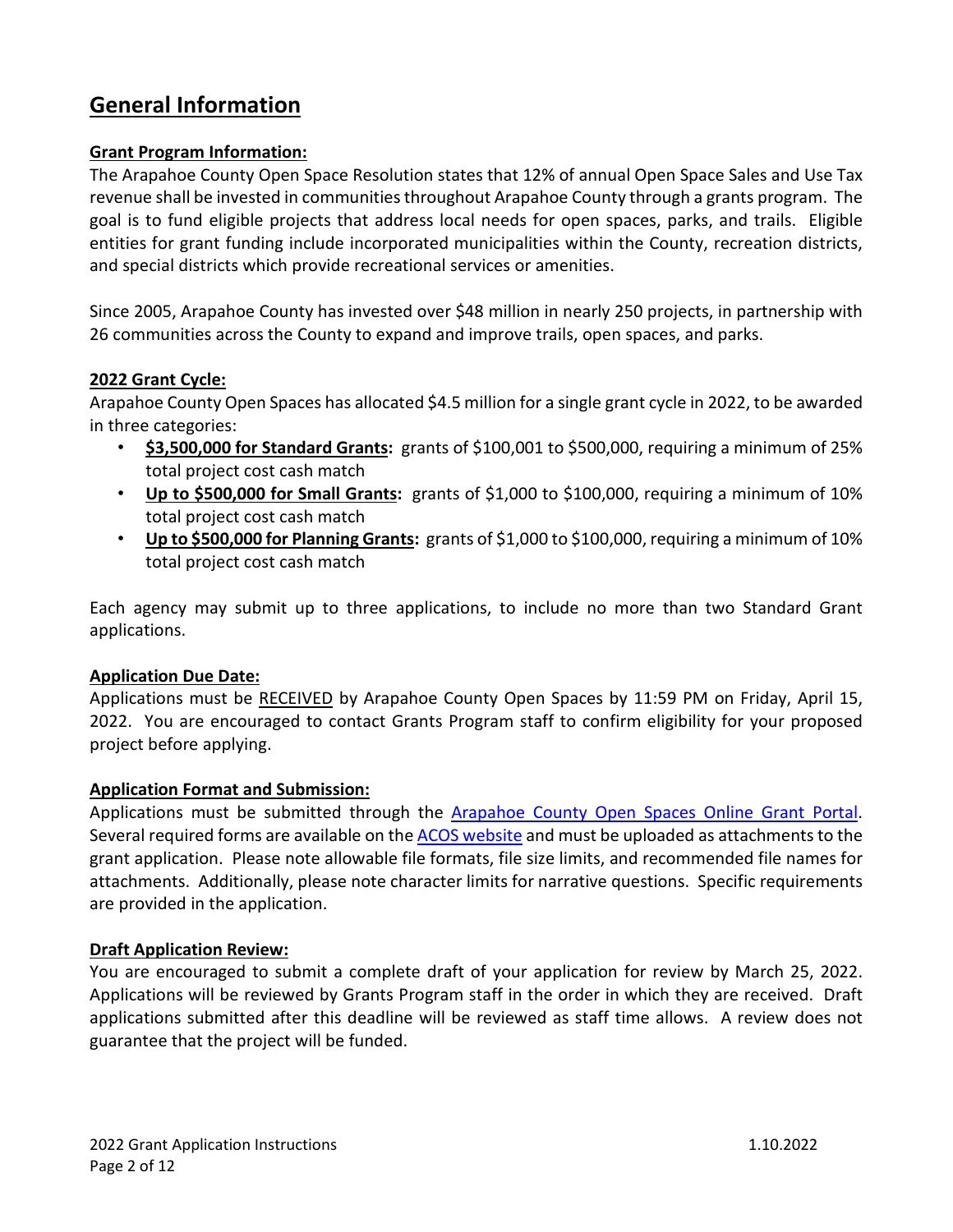# General Information

## Grant Program Information:

The Arapahoe County Open Space Resolution states that 12% of annual Open Space Sales and Use Tax revenue shall be invested in communities throughout Arapahoe County through a grants program. The goal is to fund eligible projects that address local needs for open spaces, parks, and trails. Eligible entities for grant funding include incorporated municipalities within the County, recreation districts, and special districts which provide recreational services or amenities.

Since 2005, Arapahoe County has invested over $48 million in nearly 250 projects, in partnership with 26 communities across the County to expand and improve trails, open spaces, and parks.

## 2022 Grant Cycle:

Arapahoe County Open Spaces has allocated $4.5 million for a single grant cycle in 2022, to be awarded in three categories:

- **$3,500,000 for Standard Grants:** grants of $100,001 to $500,000, requiring a minimum of 25% total project cost cash match
- **Up to $500,000 for Small Grants:** grants of $1,000 to $100,000, requiring a minimum of 10% total project cost cash match
- **Up to $500,000 for Planning Grants:** grants of $1,000 to $100,000, requiring a minimum of 10% total project cost cash match

Each agency may submit up to three applications, to include no more than two Standard Grant applications.

## Application Due Date:

Applications must be RECEIVED by Arapahoe County Open Spaces by 11:59 PM on Friday, April 15, 2022. You are encouraged to contact Grants Program staff to confirm eligibility for your proposed project before applying.

## Application Format and Submission:

Applications must be submitted through the Arapahoe County Open Spaces Online Grant Portal. Several required forms are available on the ACOS website and must be uploaded as attachments to the grant application. Please note allowable file formats, file size limits, and recommended file names for attachments. Additionally, please note character limits for narrative questions. Specific requirements are provided in the application.

## Draft Application Review:

You are encouraged to submit a complete draft of your application for review by March 25, 2022. Applications will be reviewed by Grants Program staff in the order in which they are received. Draft applications submitted after this deadline will be reviewed as staff time allows. A review does not guarantee that the project will be funded.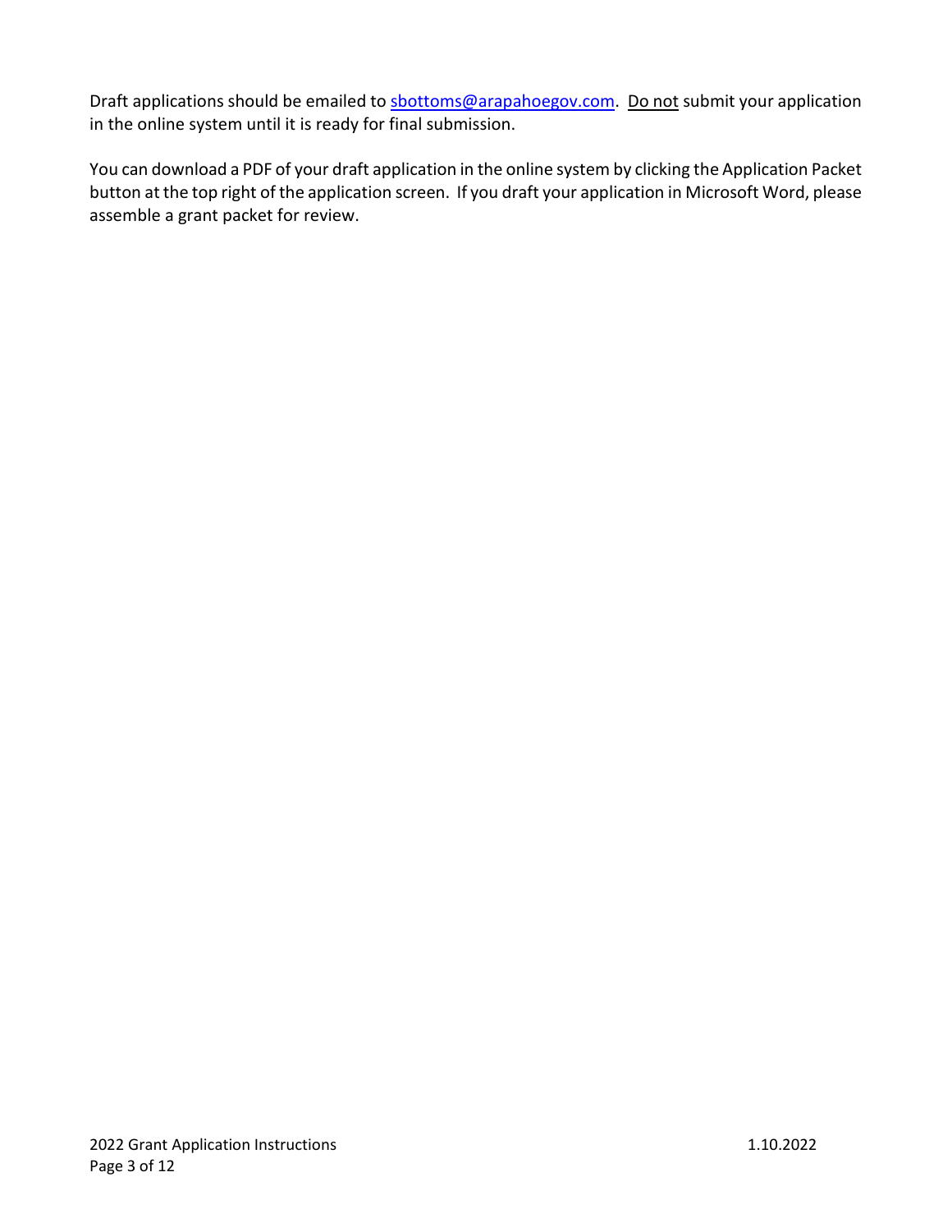Draft applications should be emailed to [sbottoms@arapahoegov.com](mailto:sbottoms@arapahoegov.com). Do not submit your application in the online system until it is ready for final submission.

You can download a PDF of your draft application in the online system by clicking the Application Packet button at the top right of the application screen. If you draft your application in Microsoft Word, please assemble a grant packet for review.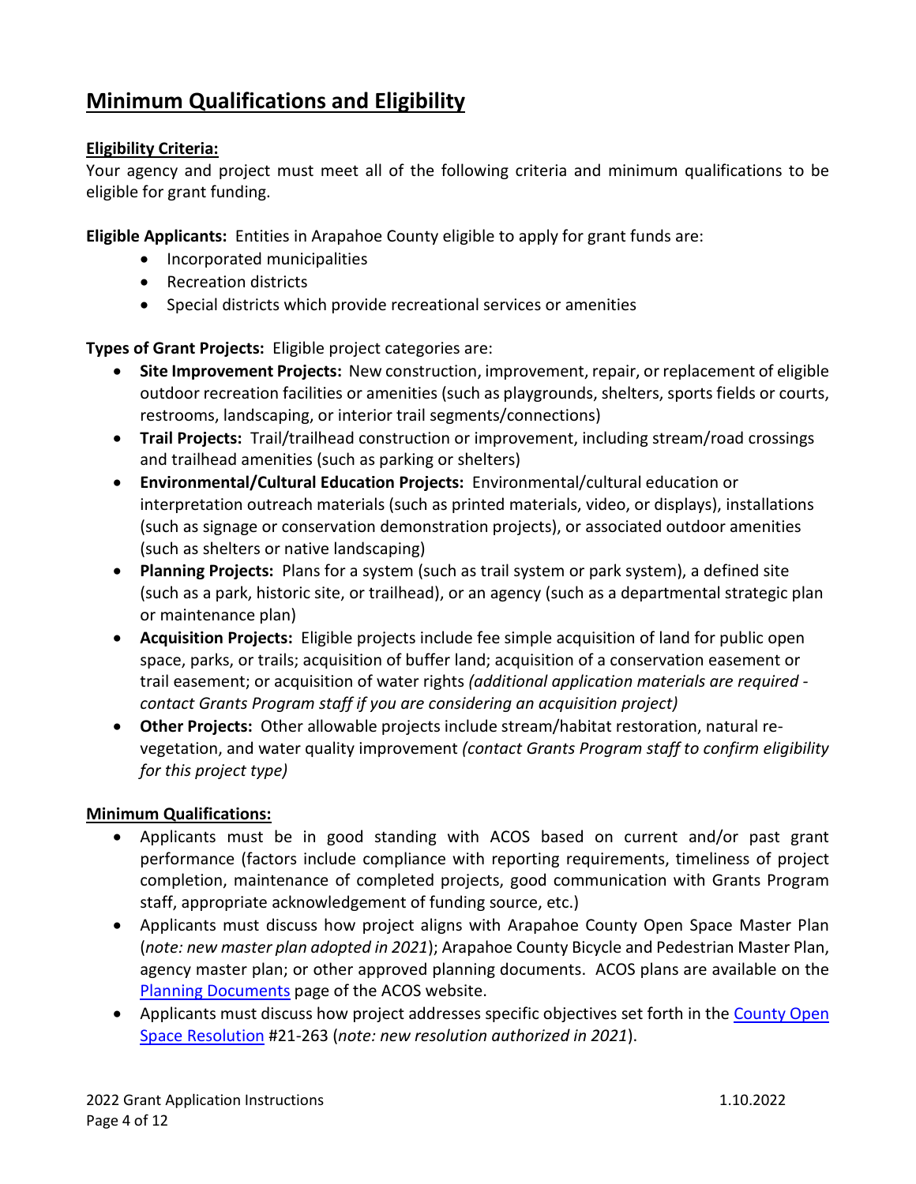## Minimum Qualifications and Eligibility

**Eligibility Criteria:**

Your agency and project must meet all of the following criteria and minimum qualifications to be eligible for grant funding.

**Eligible Applicants:** Entities in Arapahoe County eligible to apply for grant funds are:

- Incorporated municipalities
- Recreation districts
- Special districts which provide recreational services or amenities

**Types of Grant Projects:** Eligible project categories are:

- **Site Improvement Projects:** New construction, improvement, repair, or replacement of eligible outdoor recreation facilities or amenities (such as playgrounds, shelters, sports fields or courts, restrooms, landscaping, or interior trail segments/connections)
- **Trail Projects:** Trail/trailhead construction or improvement, including stream/road crossings and trailhead amenities (such as parking or shelters)
- **Environmental/Cultural Education Projects:** Environmental/cultural education or interpretation outreach materials (such as printed materials, video, or displays), installations (such as signage or conservation demonstration projects), or associated outdoor amenities (such as shelters or native landscaping)
- **Planning Projects:** Plans for a system (such as trail system or park system), a defined site (such as a park, historic site, or trailhead), or an agency (such as a departmental strategic plan or maintenance plan)
- **Acquisition Projects:** Eligible projects include fee simple acquisition of land for public open space, parks, or trails; acquisition of buffer land; acquisition of a conservation easement or trail easement; or acquisition of water rights *(additional application materials are required - contact Grants Program staff if you are considering an acquisition project)*
- **Other Projects:** Other allowable projects include stream/habitat restoration, natural re-vegetation, and water quality improvement *(contact Grants Program staff to confirm eligibility for this project type)*

**Minimum Qualifications:**

- Applicants must be in good standing with ACOS based on current and/or past grant performance (factors include compliance with reporting requirements, timeliness of project completion, maintenance of completed projects, good communication with Grants Program staff, appropriate acknowledgement of funding source, etc.)
- Applicants must discuss how project aligns with Arapahoe County Open Space Master Plan (*note: new master plan adopted in 2021*); Arapahoe County Bicycle and Pedestrian Master Plan, agency master plan; or other approved planning documents. ACOS plans are available on the Planning Documents page of the ACOS website.
- Applicants must discuss how project addresses specific objectives set forth in the County Open Space Resolution #21-263 (*note: new resolution authorized in 2021*).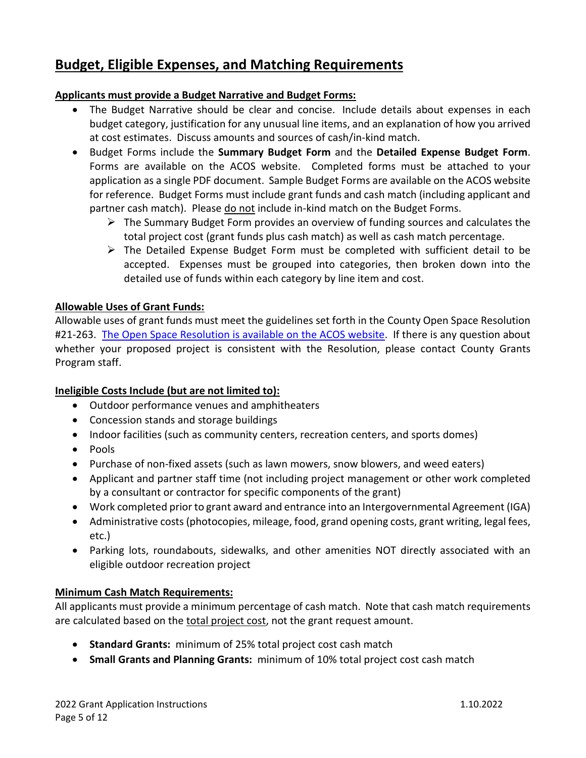## Budget, Eligible Expenses, and Matching Requirements

**Applicants must provide a Budget Narrative and Budget Forms:**

- The Budget Narrative should be clear and concise. Include details about expenses in each budget category, justification for any unusual line items, and an explanation of how you arrived at cost estimates. Discuss amounts and sources of cash/in-kind match.
- Budget Forms include the **Summary Budget Form** and the **Detailed Expense Budget Form**. Forms are available on the ACOS website. Completed forms must be attached to your application as a single PDF document. Sample Budget Forms are available on the ACOS website for reference. Budget Forms must include grant funds and cash match (including applicant and partner cash match). Please do not include in-kind match on the Budget Forms.
  - The Summary Budget Form provides an overview of funding sources and calculates the total project cost (grant funds plus cash match) as well as cash match percentage.
  - The Detailed Expense Budget Form must be completed with sufficient detail to be accepted. Expenses must be grouped into categories, then broken down into the detailed use of funds within each category by line item and cost.

**Allowable Uses of Grant Funds:**

Allowable uses of grant funds must meet the guidelines set forth in the County Open Space Resolution #21-263. [The Open Space Resolution is available on the ACOS website](). If there is any question about whether your proposed project is consistent with the Resolution, please contact County Grants Program staff.

**Ineligible Costs Include (but are not limited to):**

- Outdoor performance venues and amphitheaters
- Concession stands and storage buildings
- Indoor facilities (such as community centers, recreation centers, and sports domes)
- Pools
- Purchase of non-fixed assets (such as lawn mowers, snow blowers, and weed eaters)
- Applicant and partner staff time (not including project management or other work completed by a consultant or contractor for specific components of the grant)
- Work completed prior to grant award and entrance into an Intergovernmental Agreement (IGA)
- Administrative costs (photocopies, mileage, food, grand opening costs, grant writing, legal fees, etc.)
- Parking lots, roundabouts, sidewalks, and other amenities NOT directly associated with an eligible outdoor recreation project

**Minimum Cash Match Requirements:**

All applicants must provide a minimum percentage of cash match. Note that cash match requirements are calculated based on the total project cost, not the grant request amount.

- **Standard Grants:** minimum of 25% total project cost cash match
- **Small Grants and Planning Grants:** minimum of 10% total project cost cash match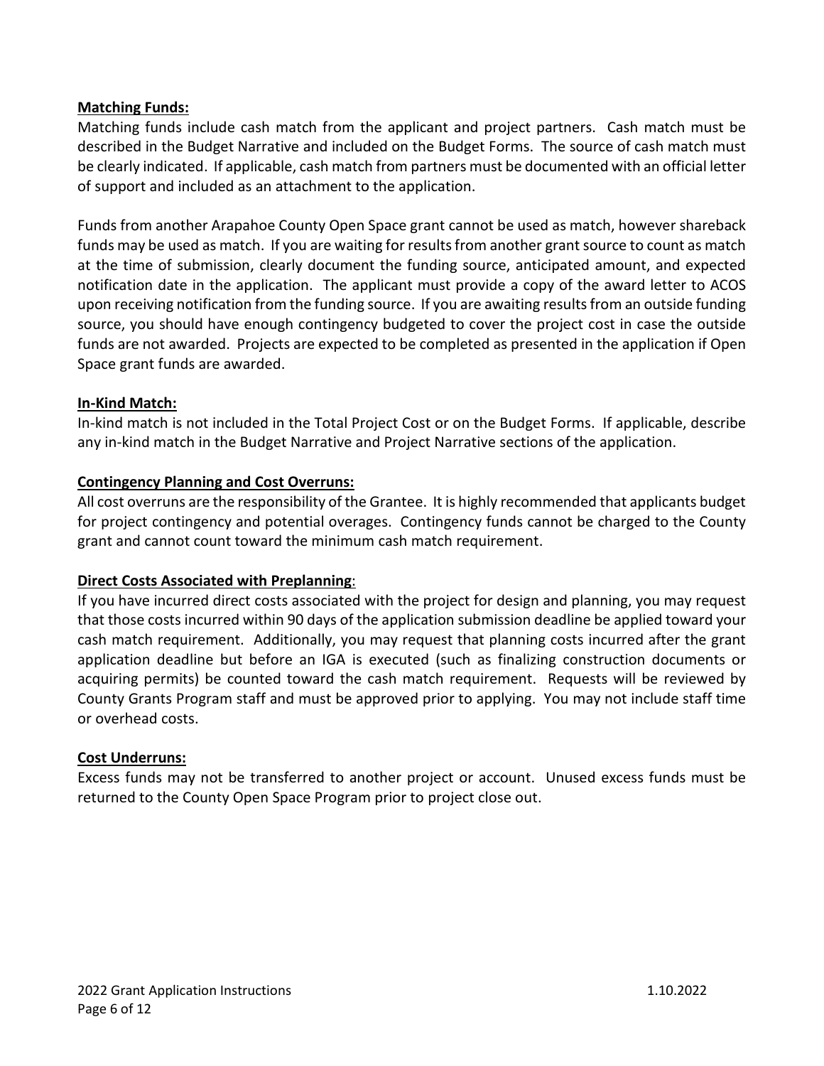**Matching Funds:**

Matching funds include cash match from the applicant and project partners. Cash match must be described in the Budget Narrative and included on the Budget Forms. The source of cash match must be clearly indicated. If applicable, cash match from partners must be documented with an official letter of support and included as an attachment to the application.

Funds from another Arapahoe County Open Space grant cannot be used as match, however shareback funds may be used as match. If you are waiting for results from another grant source to count as match at the time of submission, clearly document the funding source, anticipated amount, and expected notification date in the application. The applicant must provide a copy of the award letter to ACOS upon receiving notification from the funding source. If you are awaiting results from an outside funding source, you should have enough contingency budgeted to cover the project cost in case the outside funds are not awarded. Projects are expected to be completed as presented in the application if Open Space grant funds are awarded.

**In-Kind Match:**

In-kind match is not included in the Total Project Cost or on the Budget Forms. If applicable, describe any in-kind match in the Budget Narrative and Project Narrative sections of the application.

**Contingency Planning and Cost Overruns:**

All cost overruns are the responsibility of the Grantee. It is highly recommended that applicants budget for project contingency and potential overages. Contingency funds cannot be charged to the County grant and cannot count toward the minimum cash match requirement.

**Direct Costs Associated with Preplanning**:

If you have incurred direct costs associated with the project for design and planning, you may request that those costs incurred within 90 days of the application submission deadline be applied toward your cash match requirement. Additionally, you may request that planning costs incurred after the grant application deadline but before an IGA is executed (such as finalizing construction documents or acquiring permits) be counted toward the cash match requirement. Requests will be reviewed by County Grants Program staff and must be approved prior to applying. You may not include staff time or overhead costs.

**Cost Underruns:**

Excess funds may not be transferred to another project or account. Unused excess funds must be returned to the County Open Space Program prior to project close out.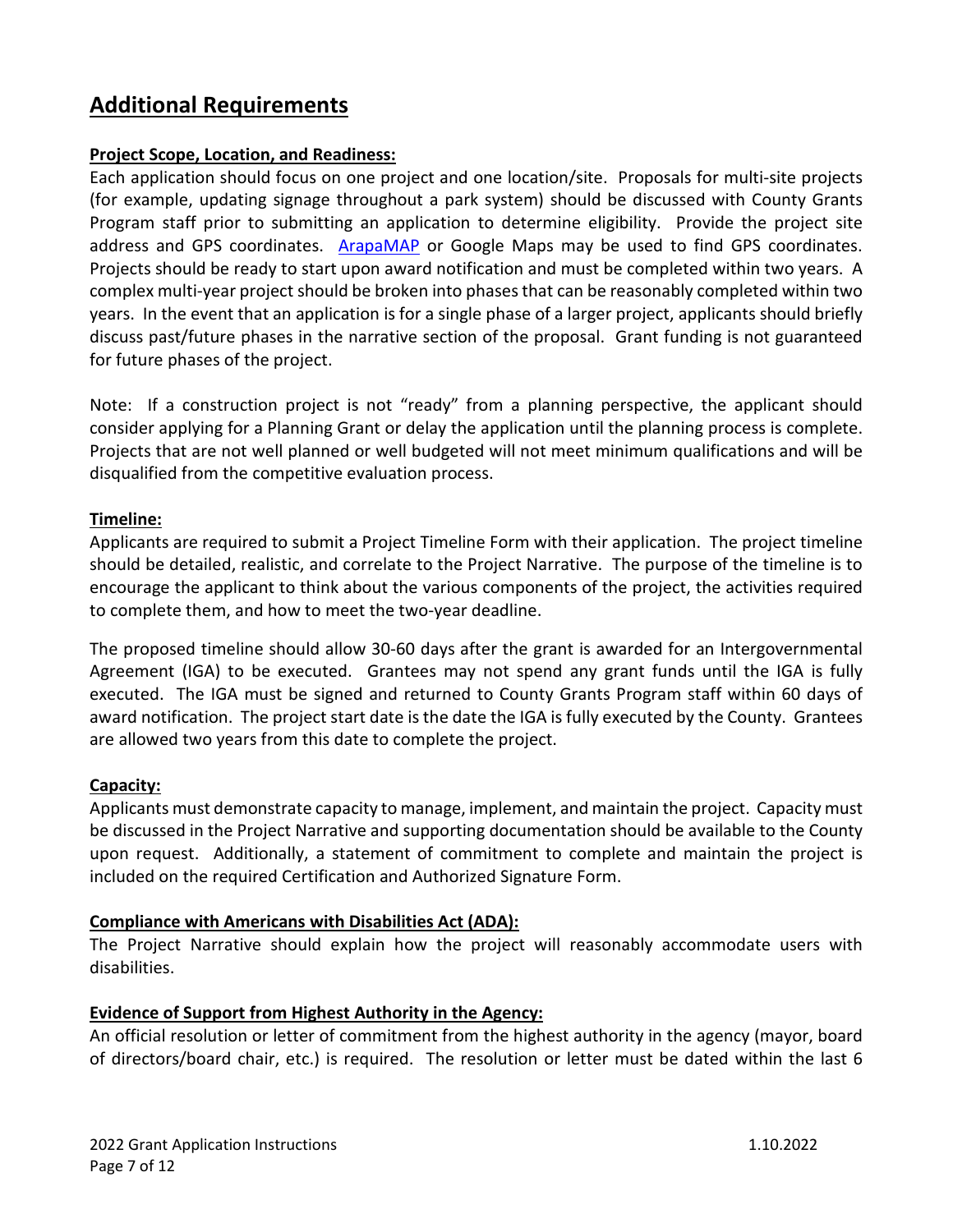## Additional Requirements

**Project Scope, Location, and Readiness:**

Each application should focus on one project and one location/site. Proposals for multi-site projects (for example, updating signage throughout a park system) should be discussed with County Grants Program staff prior to submitting an application to determine eligibility. Provide the project site address and GPS coordinates. ArapaMAP or Google Maps may be used to find GPS coordinates. Projects should be ready to start upon award notification and must be completed within two years. A complex multi-year project should be broken into phases that can be reasonably completed within two years. In the event that an application is for a single phase of a larger project, applicants should briefly discuss past/future phases in the narrative section of the proposal. Grant funding is not guaranteed for future phases of the project.

Note: If a construction project is not "ready" from a planning perspective, the applicant should consider applying for a Planning Grant or delay the application until the planning process is complete. Projects that are not well planned or well budgeted will not meet minimum qualifications and will be disqualified from the competitive evaluation process.

**Timeline:**

Applicants are required to submit a Project Timeline Form with their application. The project timeline should be detailed, realistic, and correlate to the Project Narrative. The purpose of the timeline is to encourage the applicant to think about the various components of the project, the activities required to complete them, and how to meet the two-year deadline.

The proposed timeline should allow 30-60 days after the grant is awarded for an Intergovernmental Agreement (IGA) to be executed. Grantees may not spend any grant funds until the IGA is fully executed. The IGA must be signed and returned to County Grants Program staff within 60 days of award notification. The project start date is the date the IGA is fully executed by the County. Grantees are allowed two years from this date to complete the project.

**Capacity:**

Applicants must demonstrate capacity to manage, implement, and maintain the project. Capacity must be discussed in the Project Narrative and supporting documentation should be available to the County upon request. Additionally, a statement of commitment to complete and maintain the project is included on the required Certification and Authorized Signature Form.

**Compliance with Americans with Disabilities Act (ADA):**

The Project Narrative should explain how the project will reasonably accommodate users with disabilities.

**Evidence of Support from Highest Authority in the Agency:**

An official resolution or letter of commitment from the highest authority in the agency (mayor, board of directors/board chair, etc.) is required. The resolution or letter must be dated within the last 6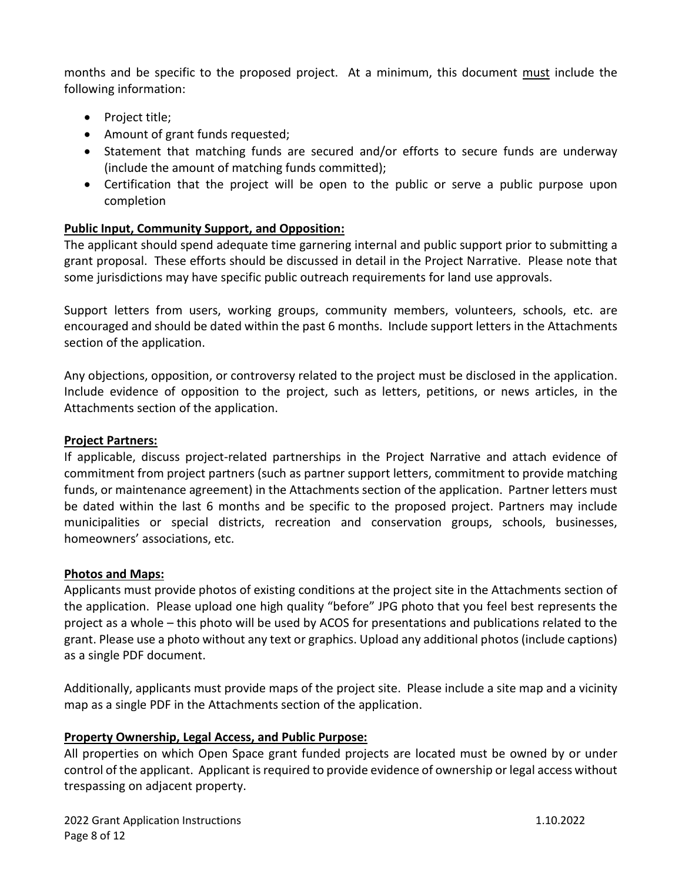months and be specific to the proposed project. At a minimum, this document <u>must</u> include the following information:

- Project title;
- Amount of grant funds requested;
- Statement that matching funds are secured and/or efforts to secure funds are underway (include the amount of matching funds committed);
- Certification that the project will be open to the public or serve a public purpose upon completion

**<u>Public Input, Community Support, and Opposition:</u>**

The applicant should spend adequate time garnering internal and public support prior to submitting a grant proposal. These efforts should be discussed in detail in the Project Narrative. Please note that some jurisdictions may have specific public outreach requirements for land use approvals.

Support letters from users, working groups, community members, volunteers, schools, etc. are encouraged and should be dated within the past 6 months. Include support letters in the Attachments section of the application.

Any objections, opposition, or controversy related to the project must be disclosed in the application. Include evidence of opposition to the project, such as letters, petitions, or news articles, in the Attachments section of the application.

**<u>Project Partners:</u>**

If applicable, discuss project-related partnerships in the Project Narrative and attach evidence of commitment from project partners (such as partner support letters, commitment to provide matching funds, or maintenance agreement) in the Attachments section of the application. Partner letters must be dated within the last 6 months and be specific to the proposed project. Partners may include municipalities or special districts, recreation and conservation groups, schools, businesses, homeowners' associations, etc.

**<u>Photos and Maps:</u>**

Applicants must provide photos of existing conditions at the project site in the Attachments section of the application. Please upload one high quality "before" JPG photo that you feel best represents the project as a whole – this photo will be used by ACOS for presentations and publications related to the grant. Please use a photo without any text or graphics. Upload any additional photos (include captions) as a single PDF document.

Additionally, applicants must provide maps of the project site. Please include a site map and a vicinity map as a single PDF in the Attachments section of the application.

**<u>Property Ownership, Legal Access, and Public Purpose:</u>**

All properties on which Open Space grant funded projects are located must be owned by or under control of the applicant. Applicant is required to provide evidence of ownership or legal access without trespassing on adjacent property.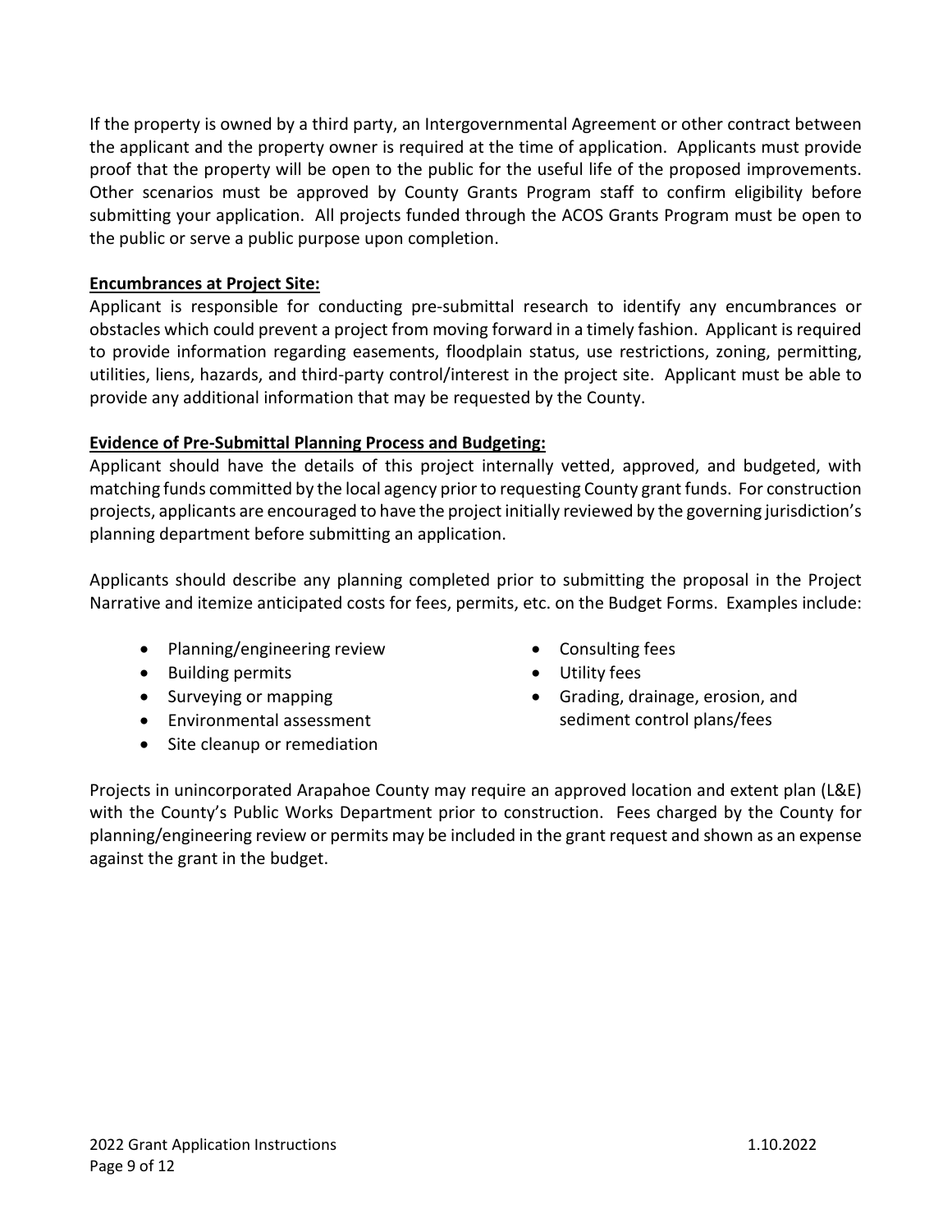If the property is owned by a third party, an Intergovernmental Agreement or other contract between the applicant and the property owner is required at the time of application. Applicants must provide proof that the property will be open to the public for the useful life of the proposed improvements. Other scenarios must be approved by County Grants Program staff to confirm eligibility before submitting your application. All projects funded through the ACOS Grants Program must be open to the public or serve a public purpose upon completion.

**Encumbrances at Project Site:**

Applicant is responsible for conducting pre-submittal research to identify any encumbrances or obstacles which could prevent a project from moving forward in a timely fashion. Applicant is required to provide information regarding easements, floodplain status, use restrictions, zoning, permitting, utilities, liens, hazards, and third-party control/interest in the project site. Applicant must be able to provide any additional information that may be requested by the County.

**Evidence of Pre-Submittal Planning Process and Budgeting:**

Applicant should have the details of this project internally vetted, approved, and budgeted, with matching funds committed by the local agency prior to requesting County grant funds. For construction projects, applicants are encouraged to have the project initially reviewed by the governing jurisdiction's planning department before submitting an application.

Applicants should describe any planning completed prior to submitting the proposal in the Project Narrative and itemize anticipated costs for fees, permits, etc. on the Budget Forms. Examples include:

- Planning/engineering review
- Building permits
- Surveying or mapping
- Environmental assessment
- Site cleanup or remediation
- Consulting fees
- Utility fees
- Grading, drainage, erosion, and sediment control plans/fees

Projects in unincorporated Arapahoe County may require an approved location and extent plan (L&E) with the County's Public Works Department prior to construction. Fees charged by the County for planning/engineering review or permits may be included in the grant request and shown as an expense against the grant in the budget.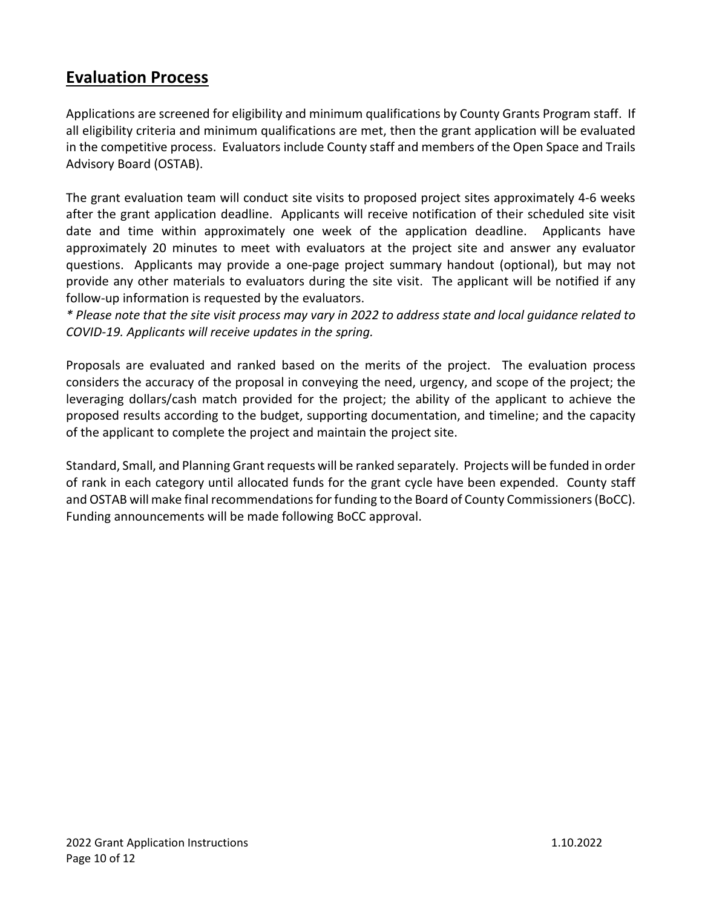## Evaluation Process

Applications are screened for eligibility and minimum qualifications by County Grants Program staff. If all eligibility criteria and minimum qualifications are met, then the grant application will be evaluated in the competitive process. Evaluators include County staff and members of the Open Space and Trails Advisory Board (OSTAB).

The grant evaluation team will conduct site visits to proposed project sites approximately 4-6 weeks after the grant application deadline. Applicants will receive notification of their scheduled site visit date and time within approximately one week of the application deadline. Applicants have approximately 20 minutes to meet with evaluators at the project site and answer any evaluator questions. Applicants may provide a one-page project summary handout (optional), but may not provide any other materials to evaluators during the site visit. The applicant will be notified if any follow-up information is requested by the evaluators.

*\* Please note that the site visit process may vary in 2022 to address state and local guidance related to COVID-19. Applicants will receive updates in the spring.*

Proposals are evaluated and ranked based on the merits of the project. The evaluation process considers the accuracy of the proposal in conveying the need, urgency, and scope of the project; the leveraging dollars/cash match provided for the project; the ability of the applicant to achieve the proposed results according to the budget, supporting documentation, and timeline; and the capacity of the applicant to complete the project and maintain the project site.

Standard, Small, and Planning Grant requests will be ranked separately. Projects will be funded in order of rank in each category until allocated funds for the grant cycle have been expended. County staff and OSTAB will make final recommendations for funding to the Board of County Commissioners (BoCC). Funding announcements will be made following BoCC approval.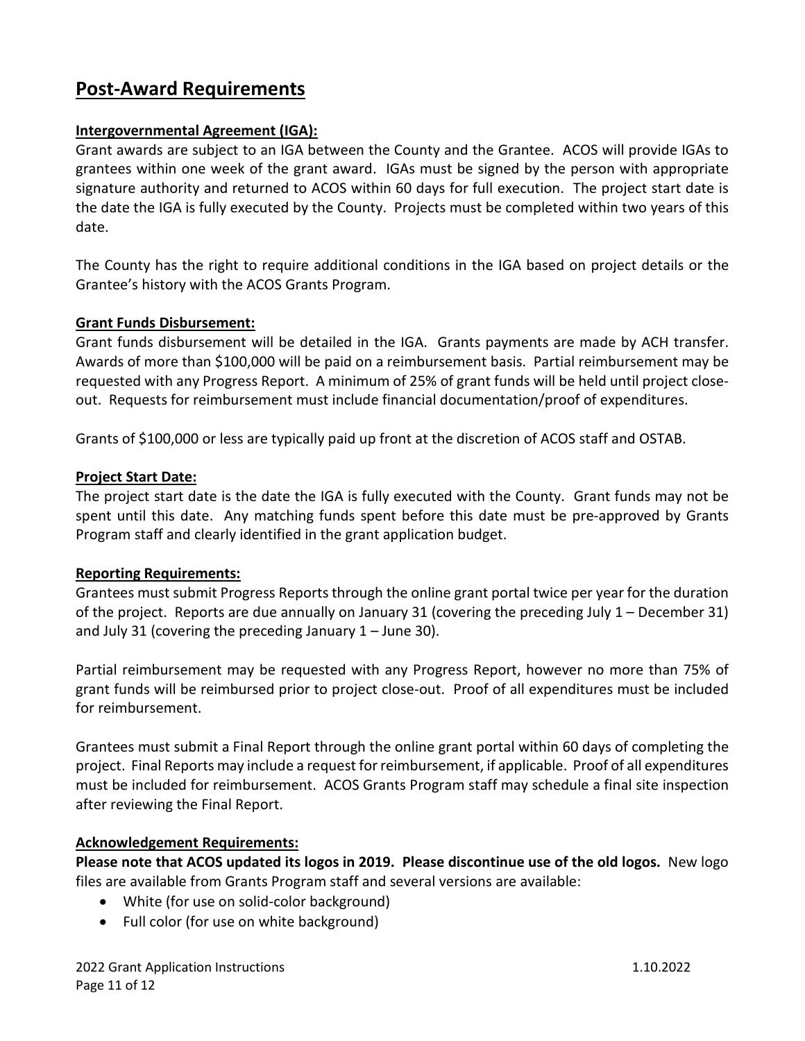# Post-Award Requirements

**Intergovernmental Agreement (IGA):**

Grant awards are subject to an IGA between the County and the Grantee. ACOS will provide IGAs to grantees within one week of the grant award. IGAs must be signed by the person with appropriate signature authority and returned to ACOS within 60 days for full execution. The project start date is the date the IGA is fully executed by the County. Projects must be completed within two years of this date.

The County has the right to require additional conditions in the IGA based on project details or the Grantee's history with the ACOS Grants Program.

**Grant Funds Disbursement:**

Grant funds disbursement will be detailed in the IGA. Grants payments are made by ACH transfer. Awards of more than $100,000 will be paid on a reimbursement basis. Partial reimbursement may be requested with any Progress Report. A minimum of 25% of grant funds will be held until project close-out. Requests for reimbursement must include financial documentation/proof of expenditures.

Grants of $100,000 or less are typically paid up front at the discretion of ACOS staff and OSTAB.

**Project Start Date:**

The project start date is the date the IGA is fully executed with the County. Grant funds may not be spent until this date. Any matching funds spent before this date must be pre-approved by Grants Program staff and clearly identified in the grant application budget.

**Reporting Requirements:**

Grantees must submit Progress Reports through the online grant portal twice per year for the duration of the project. Reports are due annually on January 31 (covering the preceding July 1 – December 31) and July 31 (covering the preceding January 1 – June 30).

Partial reimbursement may be requested with any Progress Report, however no more than 75% of grant funds will be reimbursed prior to project close-out. Proof of all expenditures must be included for reimbursement.

Grantees must submit a Final Report through the online grant portal within 60 days of completing the project. Final Reports may include a request for reimbursement, if applicable. Proof of all expenditures must be included for reimbursement. ACOS Grants Program staff may schedule a final site inspection after reviewing the Final Report.

**Acknowledgement Requirements:**

**Please note that ACOS updated its logos in 2019. Please discontinue use of the old logos.** New logo files are available from Grants Program staff and several versions are available:

- White (for use on solid-color background)
- Full color (for use on white background)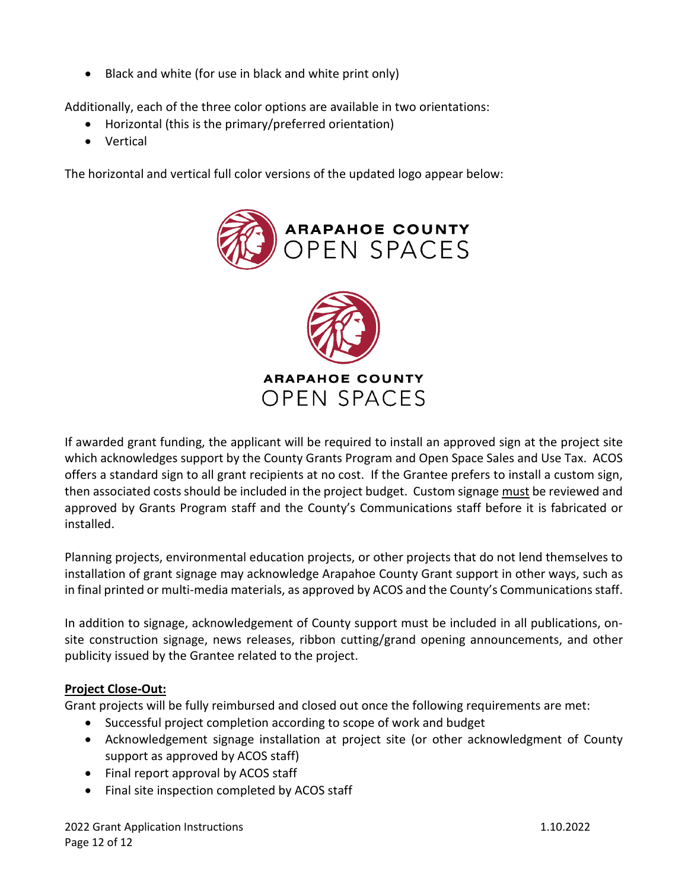- Black and white (for use in black and white print only)

Additionally, each of the three color options are available in two orientations:

- Horizontal (this is the primary/preferred orientation)
- Vertical

The horizontal and vertical full color versions of the updated logo appear below:

ARAPAHOE COUNTY
OPEN SPACES

ARAPAHOE COUNTY
OPEN SPACES

If awarded grant funding, the applicant will be required to install an approved sign at the project site which acknowledges support by the County Grants Program and Open Space Sales and Use Tax. ACOS offers a standard sign to all grant recipients at no cost. If the Grantee prefers to install a custom sign, then associated costs should be included in the project budget. Custom signage <u>must</u> be reviewed and approved by Grants Program staff and the County's Communications staff before it is fabricated or installed.

Planning projects, environmental education projects, or other projects that do not lend themselves to installation of grant signage may acknowledge Arapahoe County Grant support in other ways, such as in final printed or multi-media materials, as approved by ACOS and the County's Communications staff.

In addition to signage, acknowledgement of County support must be included in all publications, on-site construction signage, news releases, ribbon cutting/grand opening announcements, and other publicity issued by the Grantee related to the project.

**<u>Project Close-Out:</u>**

Grant projects will be fully reimbursed and closed out once the following requirements are met:

- Successful project completion according to scope of work and budget
- Acknowledgement signage installation at project site (or other acknowledgment of County support as approved by ACOS staff)
- Final report approval by ACOS staff
- Final site inspection completed by ACOS staff